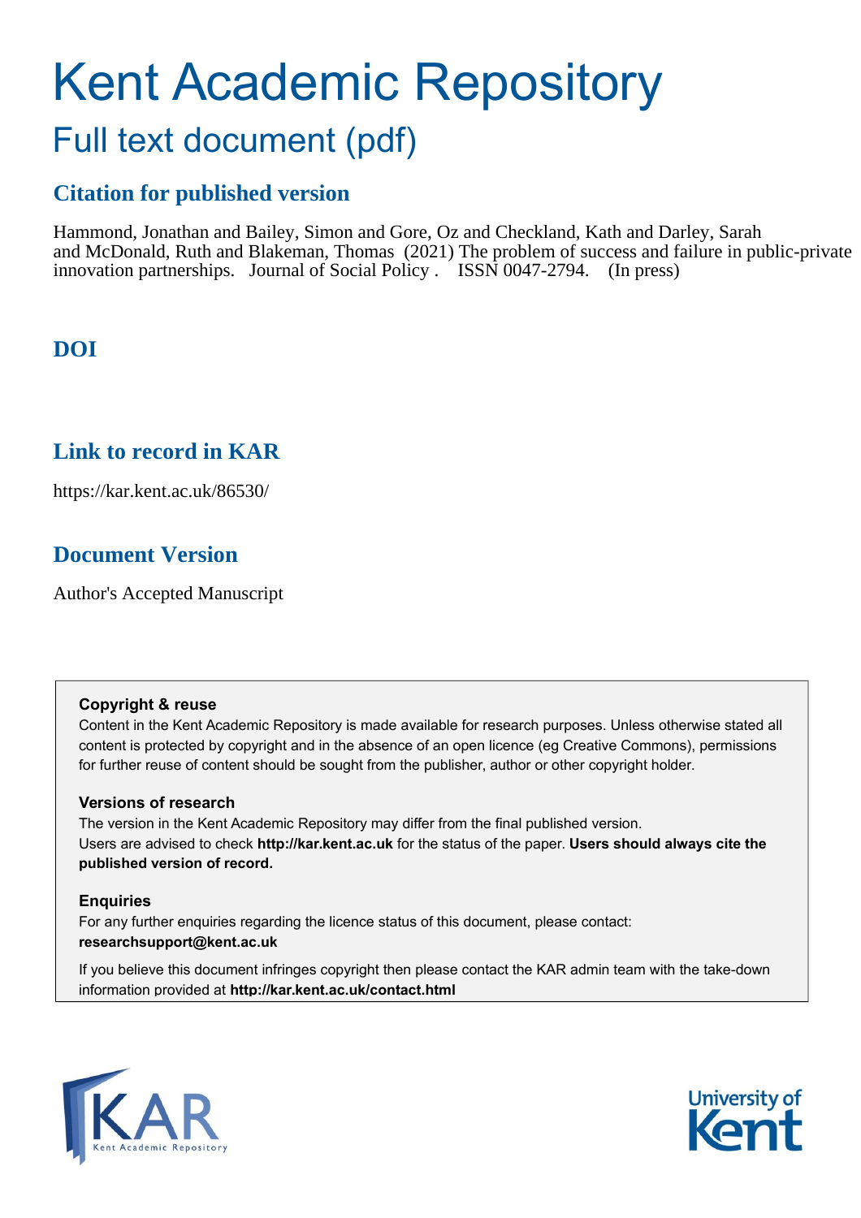# Kent Academic Repository

## Full text document (pdf)

## Citation for published version

Hammond, Jonathan and Bailey, Simon and Gore, Oz and Checkland, Kath and Darley, Sarah and McDonald, Ruth and Blakeman, Thomas (2021) The problem of success and failure in public-private innovation partnerships. Journal of Social Policy . ISSN 0047-2794. (In press)

## DOI

## Link to record in KAR

https://kar.kent.ac.uk/86530/

## Document Version

Author's Accepted Manuscript

**Copyright & reuse**

Content in the Kent Academic Repository is made available for research purposes. Unless otherwise stated all content is protected by copyright and in the absence of an open licence (eg Creative Commons), permissions for further reuse of content should be sought from the publisher, author or other copyright holder.

**Versions of research**

The version in the Kent Academic Repository may differ from the final published version. Users are advised to check **http://kar.kent.ac.uk** for the status of the paper. **Users should always cite the published version of record.**

**Enquiries**

For any further enquiries regarding the licence status of this document, please contact: **researchsupport@kent.ac.uk**

If you believe this document infringes copyright then please contact the KAR admin team with the take-down information provided at **http://kar.kent.ac.uk/contact.html**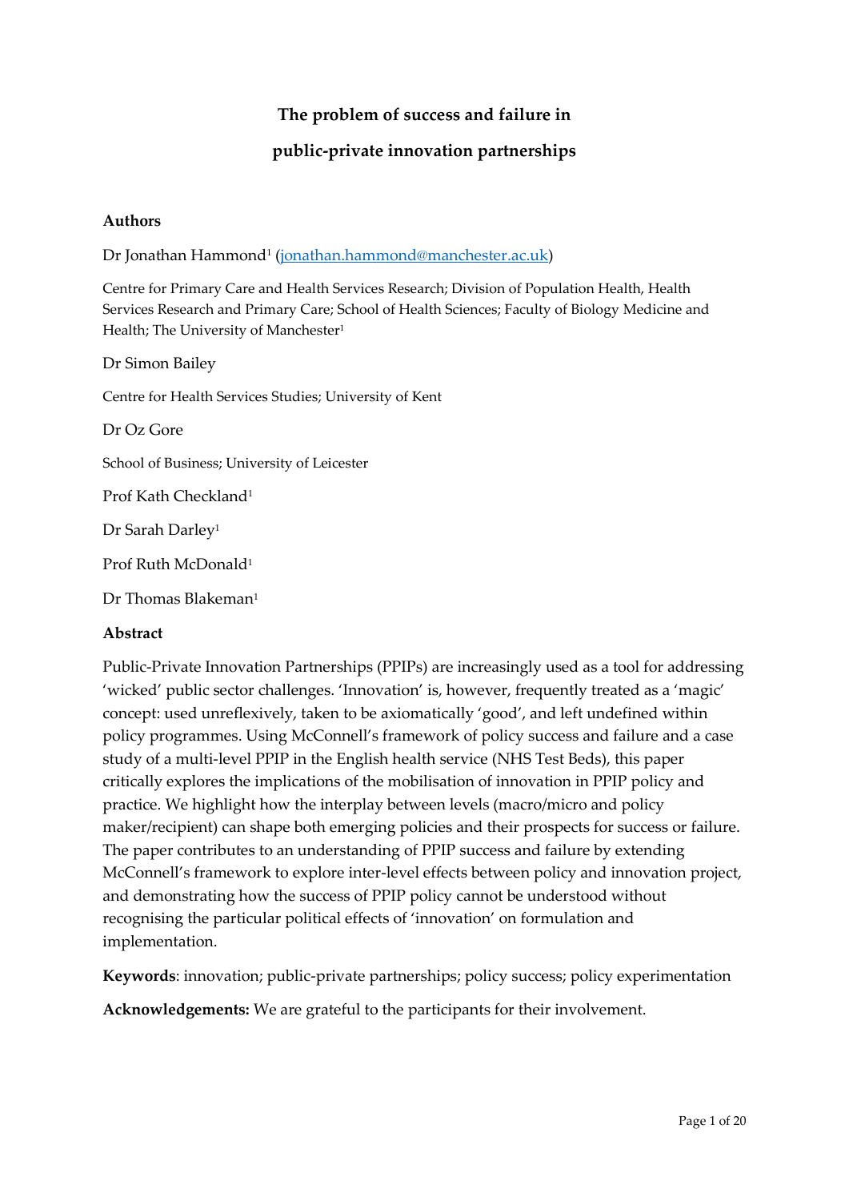# The problem of success and failure in public-private innovation partnerships

## Authors

Dr Jonathan Hammond[1] (jonathan.hammond@manchester.ac.uk)

Centre for Primary Care and Health Services Research; Division of Population Health, Health Services Research and Primary Care; School of Health Sciences; Faculty of Biology Medicine and Health; The University of Manchester[1]

Dr Simon Bailey

Centre for Health Services Studies; University of Kent

Dr Oz Gore

School of Business; University of Leicester

Prof Kath Checkland[1]

Dr Sarah Darley[1]

Prof Ruth McDonald[1]

Dr Thomas Blakeman[1]

## Abstract

Public-Private Innovation Partnerships (PPIPs) are increasingly used as a tool for addressing 'wicked' public sector challenges. 'Innovation' is, however, frequently treated as a 'magic' concept: used unreflexively, taken to be axiomatically 'good', and left undefined within policy programmes. Using McConnell's framework of policy success and failure and a case study of a multi-level PPIP in the English health service (NHS Test Beds), this paper critically explores the implications of the mobilisation of innovation in PPIP policy and practice. We highlight how the interplay between levels (macro/micro and policy maker/recipient) can shape both emerging policies and their prospects for success or failure. The paper contributes to an understanding of PPIP success and failure by extending McConnell's framework to explore inter-level effects between policy and innovation project, and demonstrating how the success of PPIP policy cannot be understood without recognising the particular political effects of 'innovation' on formulation and implementation.

**Keywords**: innovation; public-private partnerships; policy success; policy experimentation

**Acknowledgements:** We are grateful to the participants for their involvement.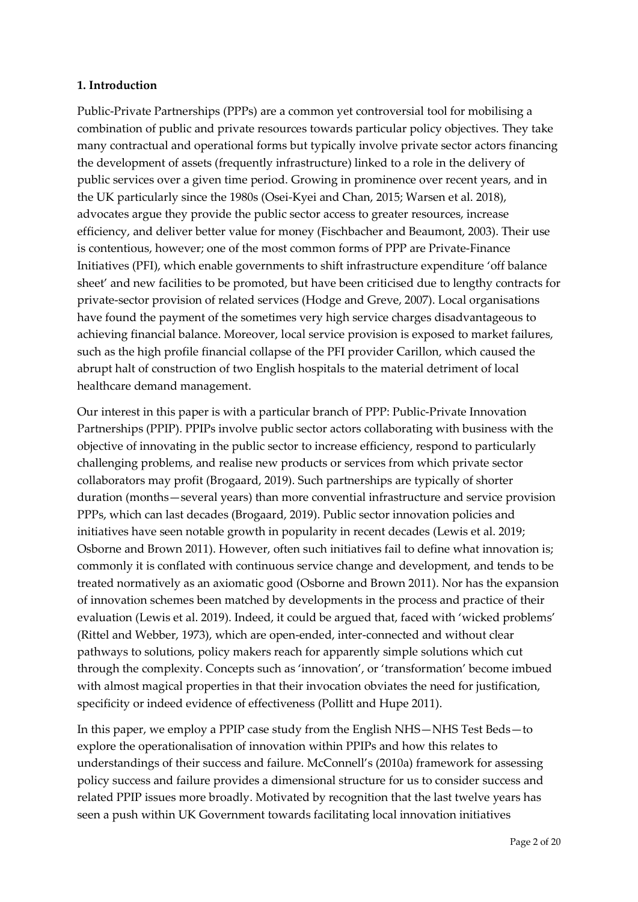## 1. Introduction

Public-Private Partnerships (PPPs) are a common yet controversial tool for mobilising a combination of public and private resources towards particular policy objectives. They take many contractual and operational forms but typically involve private sector actors financing the development of assets (frequently infrastructure) linked to a role in the delivery of public services over a given time period. Growing in prominence over recent years, and in the UK particularly since the 1980s (Osei-Kyei and Chan, 2015; Warsen et al. 2018), advocates argue they provide the public sector access to greater resources, increase efficiency, and deliver better value for money (Fischbacher and Beaumont, 2003). Their use is contentious, however; one of the most common forms of PPP are Private-Finance Initiatives (PFI), which enable governments to shift infrastructure expenditure 'off balance sheet' and new facilities to be promoted, but have been criticised due to lengthy contracts for private-sector provision of related services (Hodge and Greve, 2007). Local organisations have found the payment of the sometimes very high service charges disadvantageous to achieving financial balance. Moreover, local service provision is exposed to market failures, such as the high profile financial collapse of the PFI provider Carillon, which caused the abrupt halt of construction of two English hospitals to the material detriment of local healthcare demand management.

Our interest in this paper is with a particular branch of PPP: Public-Private Innovation Partnerships (PPIP). PPIPs involve public sector actors collaborating with business with the objective of innovating in the public sector to increase efficiency, respond to particularly challenging problems, and realise new products or services from which private sector collaborators may profit (Brogaard, 2019). Such partnerships are typically of shorter duration (months—several years) than more convential infrastructure and service provision PPPs, which can last decades (Brogaard, 2019). Public sector innovation policies and initiatives have seen notable growth in popularity in recent decades (Lewis et al. 2019; Osborne and Brown 2011). However, often such initiatives fail to define what innovation is; commonly it is conflated with continuous service change and development, and tends to be treated normatively as an axiomatic good (Osborne and Brown 2011). Nor has the expansion of innovation schemes been matched by developments in the process and practice of their evaluation (Lewis et al. 2019). Indeed, it could be argued that, faced with 'wicked problems' (Rittel and Webber, 1973), which are open-ended, inter-connected and without clear pathways to solutions, policy makers reach for apparently simple solutions which cut through the complexity. Concepts such as 'innovation', or 'transformation' become imbued with almost magical properties in that their invocation obviates the need for justification, specificity or indeed evidence of effectiveness (Pollitt and Hupe 2011).

In this paper, we employ a PPIP case study from the English NHS—NHS Test Beds—to explore the operationalisation of innovation within PPIPs and how this relates to understandings of their success and failure. McConnell's (2010a) framework for assessing policy success and failure provides a dimensional structure for us to consider success and related PPIP issues more broadly. Motivated by recognition that the last twelve years has seen a push within UK Government towards facilitating local innovation initiatives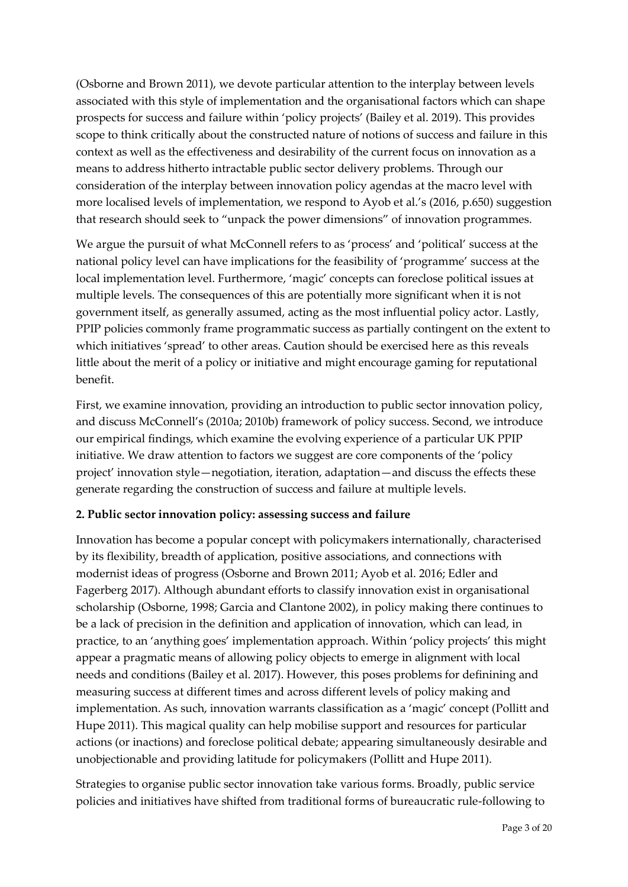(Osborne and Brown 2011), we devote particular attention to the interplay between levels associated with this style of implementation and the organisational factors which can shape prospects for success and failure within 'policy projects' (Bailey et al. 2019). This provides scope to think critically about the constructed nature of notions of success and failure in this context as well as the effectiveness and desirability of the current focus on innovation as a means to address hitherto intractable public sector delivery problems. Through our consideration of the interplay between innovation policy agendas at the macro level with more localised levels of implementation, we respond to Ayob et al.'s (2016, p.650) suggestion that research should seek to "unpack the power dimensions" of innovation programmes.

We argue the pursuit of what McConnell refers to as 'process' and 'political' success at the national policy level can have implications for the feasibility of 'programme' success at the local implementation level. Furthermore, 'magic' concepts can foreclose political issues at multiple levels. The consequences of this are potentially more significant when it is not government itself, as generally assumed, acting as the most influential policy actor. Lastly, PPIP policies commonly frame programmatic success as partially contingent on the extent to which initiatives 'spread' to other areas. Caution should be exercised here as this reveals little about the merit of a policy or initiative and might encourage gaming for reputational benefit.

First, we examine innovation, providing an introduction to public sector innovation policy, and discuss McConnell's (2010a; 2010b) framework of policy success. Second, we introduce our empirical findings, which examine the evolving experience of a particular UK PPIP initiative. We draw attention to factors we suggest are core components of the 'policy project' innovation style—negotiation, iteration, adaptation—and discuss the effects these generate regarding the construction of success and failure at multiple levels.

## 2. Public sector innovation policy: assessing success and failure

Innovation has become a popular concept with policymakers internationally, characterised by its flexibility, breadth of application, positive associations, and connections with modernist ideas of progress (Osborne and Brown 2011; Ayob et al. 2016; Edler and Fagerberg 2017). Although abundant efforts to classify innovation exist in organisational scholarship (Osborne, 1998; Garcia and Clantone 2002), in policy making there continues to be a lack of precision in the definition and application of innovation, which can lead, in practice, to an 'anything goes' implementation approach. Within 'policy projects' this might appear a pragmatic means of allowing policy objects to emerge in alignment with local needs and conditions (Bailey et al. 2017). However, this poses problems for definining and measuring success at different times and across different levels of policy making and implementation. As such, innovation warrants classification as a 'magic' concept (Pollitt and Hupe 2011). This magical quality can help mobilise support and resources for particular actions (or inactions) and foreclose political debate; appearing simultaneously desirable and unobjectionable and providing latitude for policymakers (Pollitt and Hupe 2011).

Strategies to organise public sector innovation take various forms. Broadly, public service policies and initiatives have shifted from traditional forms of bureaucratic rule-following to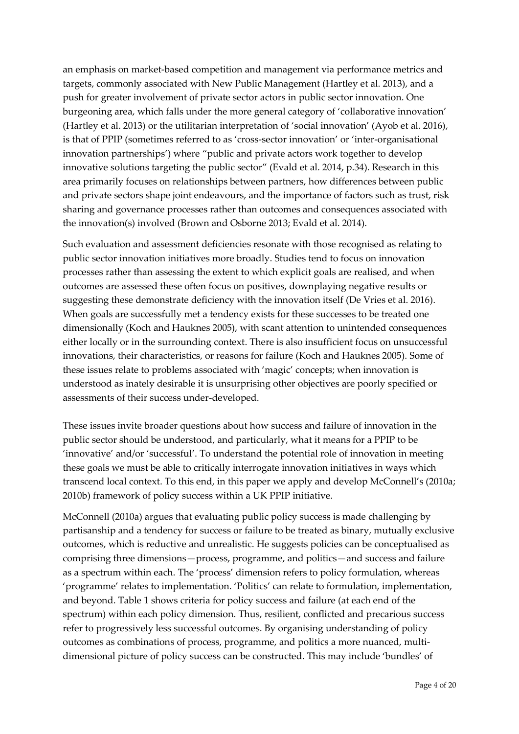an emphasis on market-based competition and management via performance metrics and targets, commonly associated with New Public Management (Hartley et al. 2013), and a push for greater involvement of private sector actors in public sector innovation. One burgeoning area, which falls under the more general category of 'collaborative innovation' (Hartley et al. 2013) or the utilitarian interpretation of 'social innovation' (Ayob et al. 2016), is that of PPIP (sometimes referred to as 'cross-sector innovation' or 'inter-organisational innovation partnerships') where "public and private actors work together to develop innovative solutions targeting the public sector" (Evald et al. 2014, p.34). Research in this area primarily focuses on relationships between partners, how differences between public and private sectors shape joint endeavours, and the importance of factors such as trust, risk sharing and governance processes rather than outcomes and consequences associated with the innovation(s) involved (Brown and Osborne 2013; Evald et al. 2014).

Such evaluation and assessment deficiencies resonate with those recognised as relating to public sector innovation initiatives more broadly. Studies tend to focus on innovation processes rather than assessing the extent to which explicit goals are realised, and when outcomes are assessed these often focus on positives, downplaying negative results or suggesting these demonstrate deficiency with the innovation itself (De Vries et al. 2016). When goals are successfully met a tendency exists for these successes to be treated one dimensionally (Koch and Hauknes 2005), with scant attention to unintended consequences either locally or in the surrounding context. There is also insufficient focus on unsuccessful innovations, their characteristics, or reasons for failure (Koch and Hauknes 2005). Some of these issues relate to problems associated with 'magic' concepts; when innovation is understood as inately desirable it is unsurprising other objectives are poorly specified or assessments of their success under-developed.

These issues invite broader questions about how success and failure of innovation in the public sector should be understood, and particularly, what it means for a PPIP to be 'innovative' and/or 'successful'. To understand the potential role of innovation in meeting these goals we must be able to critically interrogate innovation initiatives in ways which transcend local context. To this end, in this paper we apply and develop McConnell's (2010a; 2010b) framework of policy success within a UK PPIP initiative.

McConnell (2010a) argues that evaluating public policy success is made challenging by partisanship and a tendency for success or failure to be treated as binary, mutually exclusive outcomes, which is reductive and unrealistic. He suggests policies can be conceptualised as comprising three dimensions—process, programme, and politics—and success and failure as a spectrum within each. The 'process' dimension refers to policy formulation, whereas 'programme' relates to implementation. 'Politics' can relate to formulation, implementation, and beyond. Table 1 shows criteria for policy success and failure (at each end of the spectrum) within each policy dimension. Thus, resilient, conflicted and precarious success refer to progressively less successful outcomes. By organising understanding of policy outcomes as combinations of process, programme, and politics a more nuanced, multi-dimensional picture of policy success can be constructed. This may include 'bundles' of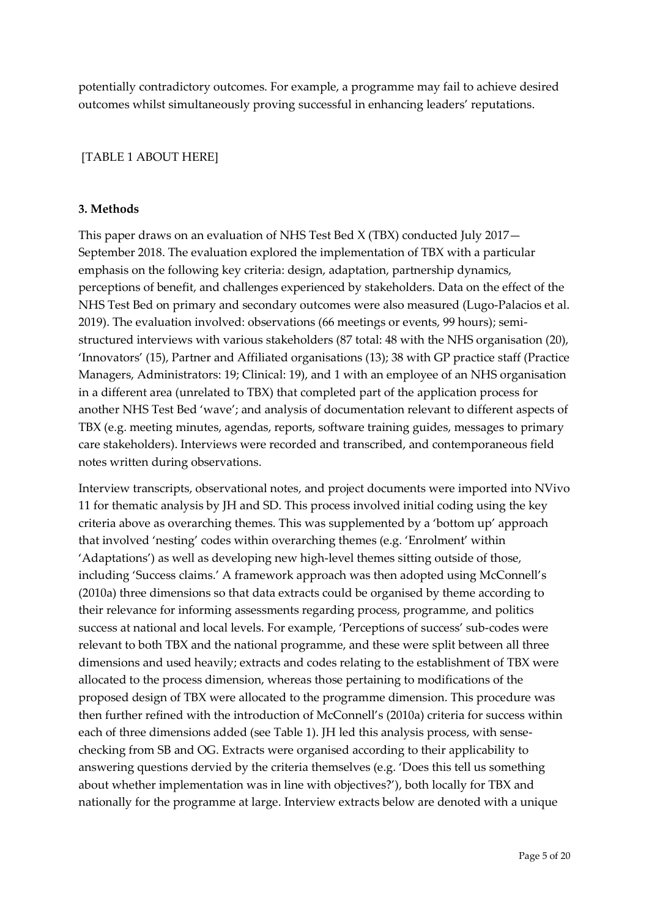potentially contradictory outcomes. For example, a programme may fail to achieve desired outcomes whilst simultaneously proving successful in enhancing leaders' reputations.

[TABLE 1 ABOUT HERE]

### 3. Methods

This paper draws on an evaluation of NHS Test Bed X (TBX) conducted July 2017—September 2018. The evaluation explored the implementation of TBX with a particular emphasis on the following key criteria: design, adaptation, partnership dynamics, perceptions of benefit, and challenges experienced by stakeholders. Data on the effect of the NHS Test Bed on primary and secondary outcomes were also measured (Lugo-Palacios et al. 2019). The evaluation involved: observations (66 meetings or events, 99 hours); semi-structured interviews with various stakeholders (87 total: 48 with the NHS organisation (20), 'Innovators' (15), Partner and Affiliated organisations (13); 38 with GP practice staff (Practice Managers, Administrators: 19; Clinical: 19), and 1 with an employee of an NHS organisation in a different area (unrelated to TBX) that completed part of the application process for another NHS Test Bed 'wave'; and analysis of documentation relevant to different aspects of TBX (e.g. meeting minutes, agendas, reports, software training guides, messages to primary care stakeholders). Interviews were recorded and transcribed, and contemporaneous field notes written during observations.

Interview transcripts, observational notes, and project documents were imported into NVivo 11 for thematic analysis by JH and SD. This process involved initial coding using the key criteria above as overarching themes. This was supplemented by a 'bottom up' approach that involved 'nesting' codes within overarching themes (e.g. 'Enrolment' within 'Adaptations') as well as developing new high-level themes sitting outside of those, including 'Success claims.' A framework approach was then adopted using McConnell's (2010a) three dimensions so that data extracts could be organised by theme according to their relevance for informing assessments regarding process, programme, and politics success at national and local levels. For example, 'Perceptions of success' sub-codes were relevant to both TBX and the national programme, and these were split between all three dimensions and used heavily; extracts and codes relating to the establishment of TBX were allocated to the process dimension, whereas those pertaining to modifications of the proposed design of TBX were allocated to the programme dimension. This procedure was then further refined with the introduction of McConnell's (2010a) criteria for success within each of three dimensions added (see Table 1). JH led this analysis process, with sense-checking from SB and OG. Extracts were organised according to their applicability to answering questions dervied by the criteria themselves (e.g. 'Does this tell us something about whether implementation was in line with objectives?'), both locally for TBX and nationally for the programme at large. Interview extracts below are denoted with a unique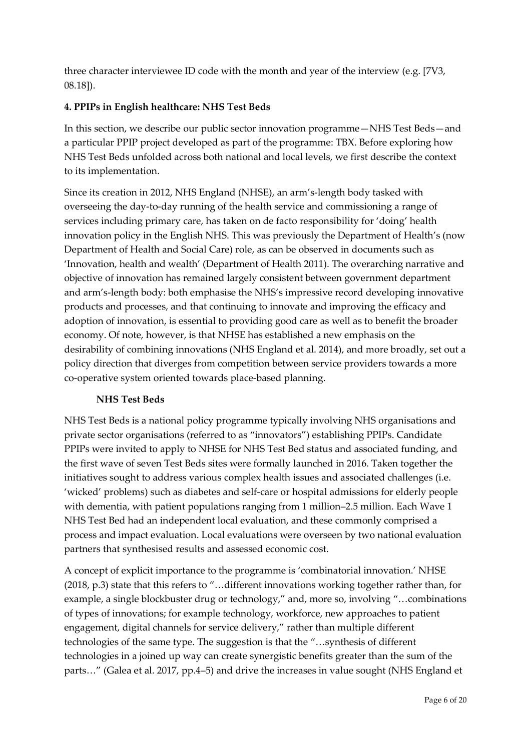three character interviewee ID code with the month and year of the interview (e.g. [7V3, 08.18]).

## 4. PPIPs in English healthcare: NHS Test Beds

In this section, we describe our public sector innovation programme—NHS Test Beds—and a particular PPIP project developed as part of the programme: TBX. Before exploring how NHS Test Beds unfolded across both national and local levels, we first describe the context to its implementation.

Since its creation in 2012, NHS England (NHSE), an arm's-length body tasked with overseeing the day-to-day running of the health service and commissioning a range of services including primary care, has taken on de facto responsibility for 'doing' health innovation policy in the English NHS. This was previously the Department of Health's (now Department of Health and Social Care) role, as can be observed in documents such as 'Innovation, health and wealth' (Department of Health 2011). The overarching narrative and objective of innovation has remained largely consistent between government department and arm's-length body: both emphasise the NHS's impressive record developing innovative products and processes, and that continuing to innovate and improving the efficacy and adoption of innovation, is essential to providing good care as well as to benefit the broader economy. Of note, however, is that NHSE has established a new emphasis on the desirability of combining innovations (NHS England et al. 2014), and more broadly, set out a policy direction that diverges from competition between service providers towards a more co-operative system oriented towards place-based planning.

### NHS Test Beds

NHS Test Beds is a national policy programme typically involving NHS organisations and private sector organisations (referred to as "innovators") establishing PPIPs. Candidate PPIPs were invited to apply to NHSE for NHS Test Bed status and associated funding, and the first wave of seven Test Beds sites were formally launched in 2016. Taken together the initiatives sought to address various complex health issues and associated challenges (i.e. 'wicked' problems) such as diabetes and self-care or hospital admissions for elderly people with dementia, with patient populations ranging from 1 million–2.5 million. Each Wave 1 NHS Test Bed had an independent local evaluation, and these commonly comprised a process and impact evaluation. Local evaluations were overseen by two national evaluation partners that synthesised results and assessed economic cost.

A concept of explicit importance to the programme is 'combinatorial innovation.' NHSE (2018, p.3) state that this refers to "…different innovations working together rather than, for example, a single blockbuster drug or technology," and, more so, involving "…combinations of types of innovations; for example technology, workforce, new approaches to patient engagement, digital channels for service delivery," rather than multiple different technologies of the same type. The suggestion is that the "…synthesis of different technologies in a joined up way can create synergistic benefits greater than the sum of the parts…" (Galea et al. 2017, pp.4–5) and drive the increases in value sought (NHS England et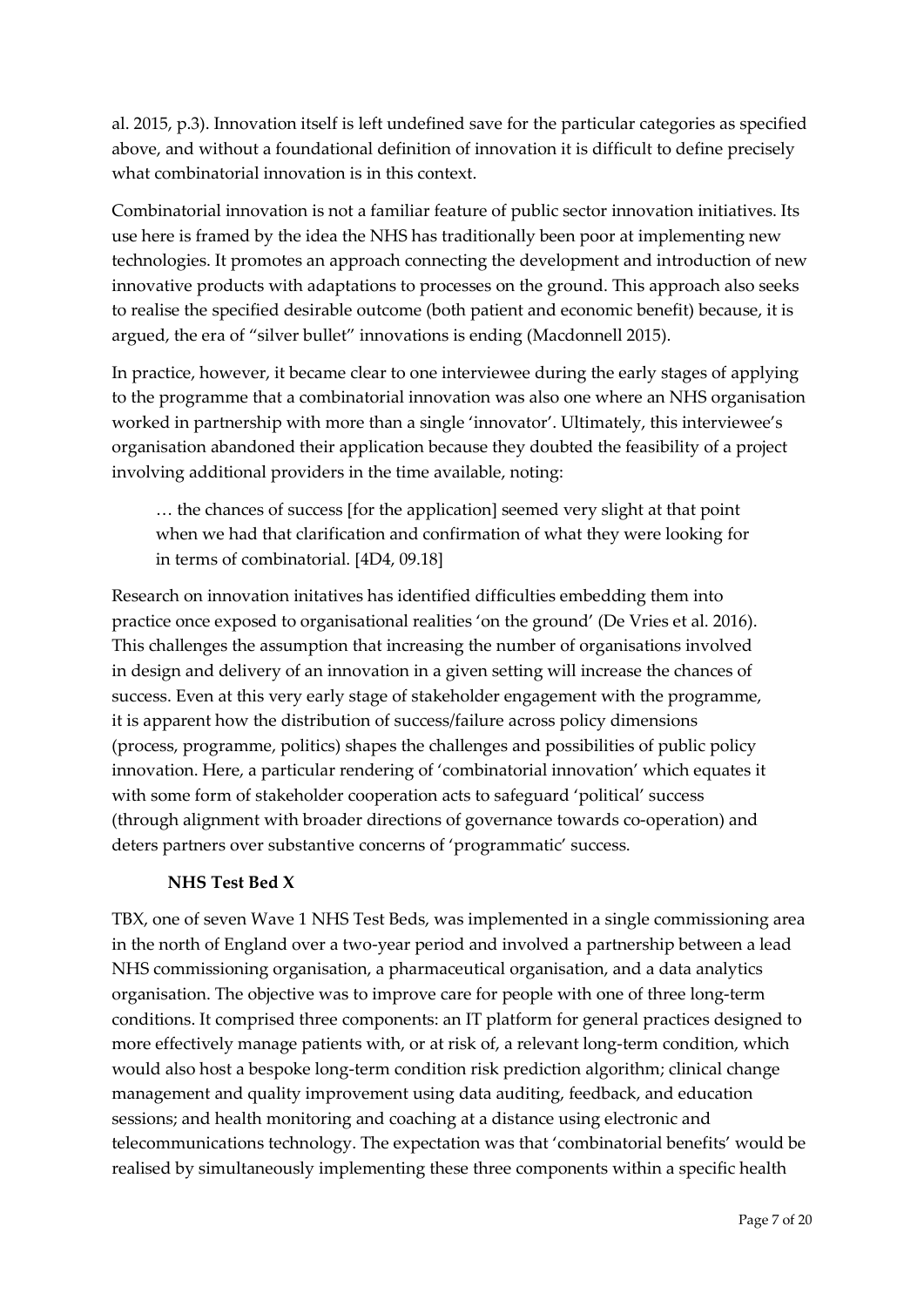al. 2015, p.3). Innovation itself is left undefined save for the particular categories as specified above, and without a foundational definition of innovation it is difficult to define precisely what combinatorial innovation is in this context.

Combinatorial innovation is not a familiar feature of public sector innovation initiatives. Its use here is framed by the idea the NHS has traditionally been poor at implementing new technologies. It promotes an approach connecting the development and introduction of new innovative products with adaptations to processes on the ground. This approach also seeks to realise the specified desirable outcome (both patient and economic benefit) because, it is argued, the era of "silver bullet" innovations is ending (Macdonnell 2015).

In practice, however, it became clear to one interviewee during the early stages of applying to the programme that a combinatorial innovation was also one where an NHS organisation worked in partnership with more than a single 'innovator'. Ultimately, this interviewee's organisation abandoned their application because they doubted the feasibility of a project involving additional providers in the time available, noting:

> … the chances of success [for the application] seemed very slight at that point when we had that clarification and confirmation of what they were looking for in terms of combinatorial. [4D4, 09.18]

Research on innovation initatives has identified difficulties embedding them into practice once exposed to organisational realities 'on the ground' (De Vries et al. 2016). This challenges the assumption that increasing the number of organisations involved in design and delivery of an innovation in a given setting will increase the chances of success. Even at this very early stage of stakeholder engagement with the programme, it is apparent how the distribution of success/failure across policy dimensions (process, programme, politics) shapes the challenges and possibilities of public policy innovation. Here, a particular rendering of 'combinatorial innovation' which equates it with some form of stakeholder cooperation acts to safeguard 'political' success (through alignment with broader directions of governance towards co-operation) and deters partners over substantive concerns of 'programmatic' success.

### NHS Test Bed X

TBX, one of seven Wave 1 NHS Test Beds, was implemented in a single commissioning area in the north of England over a two-year period and involved a partnership between a lead NHS commissioning organisation, a pharmaceutical organisation, and a data analytics organisation. The objective was to improve care for people with one of three long-term conditions. It comprised three components: an IT platform for general practices designed to more effectively manage patients with, or at risk of, a relevant long-term condition, which would also host a bespoke long-term condition risk prediction algorithm; clinical change management and quality improvement using data auditing, feedback, and education sessions; and health monitoring and coaching at a distance using electronic and telecommunications technology. The expectation was that 'combinatorial benefits' would be realised by simultaneously implementing these three components within a specific health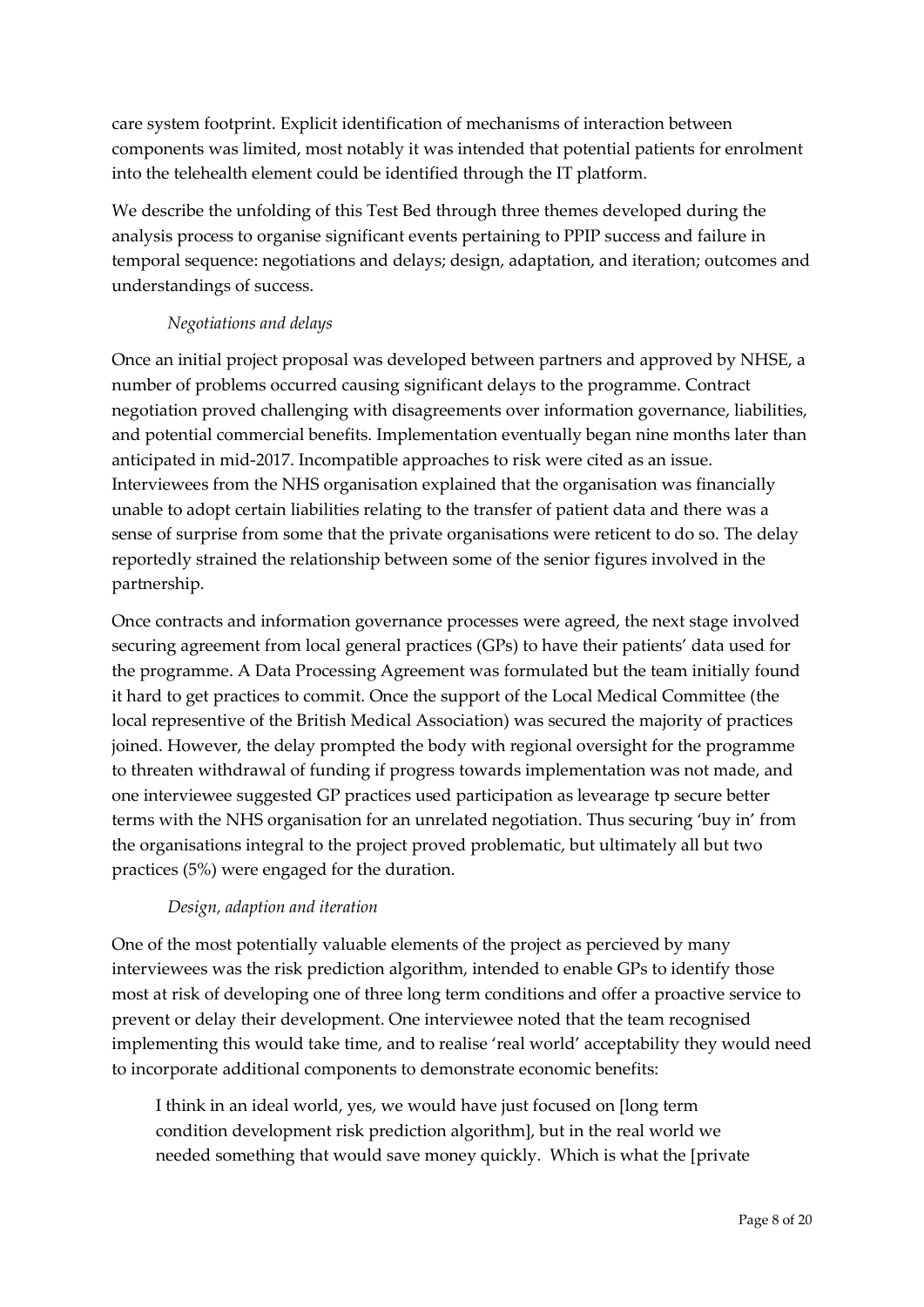care system footprint. Explicit identification of mechanisms of interaction between components was limited, most notably it was intended that potential patients for enrolment into the telehealth element could be identified through the IT platform.

We describe the unfolding of this Test Bed through three themes developed during the analysis process to organise significant events pertaining to PPIP success and failure in temporal sequence: negotiations and delays; design, adaptation, and iteration; outcomes and understandings of success.

*Negotiations and delays*

Once an initial project proposal was developed between partners and approved by NHSE, a number of problems occurred causing significant delays to the programme. Contract negotiation proved challenging with disagreements over information governance, liabilities, and potential commercial benefits. Implementation eventually began nine months later than anticipated in mid-2017. Incompatible approaches to risk were cited as an issue. Interviewees from the NHS organisation explained that the organisation was financially unable to adopt certain liabilities relating to the transfer of patient data and there was a sense of surprise from some that the private organisations were reticent to do so. The delay reportedly strained the relationship between some of the senior figures involved in the partnership.

Once contracts and information governance processes were agreed, the next stage involved securing agreement from local general practices (GPs) to have their patients' data used for the programme. A Data Processing Agreement was formulated but the team initially found it hard to get practices to commit. Once the support of the Local Medical Committee (the local representive of the British Medical Association) was secured the majority of practices joined. However, the delay prompted the body with regional oversight for the programme to threaten withdrawal of funding if progress towards implementation was not made, and one interviewee suggested GP practices used participation as levearage tp secure better terms with the NHS organisation for an unrelated negotiation. Thus securing 'buy in' from the organisations integral to the project proved problematic, but ultimately all but two practices (5%) were engaged for the duration.

*Design, adaption and iteration*

One of the most potentially valuable elements of the project as percieved by many interviewees was the risk prediction algorithm, intended to enable GPs to identify those most at risk of developing one of three long term conditions and offer a proactive service to prevent or delay their development. One interviewee noted that the team recognised implementing this would take time, and to realise 'real world' acceptability they would need to incorporate additional components to demonstrate economic benefits:

> I think in an ideal world, yes, we would have just focused on [long term condition development risk prediction algorithm], but in the real world we needed something that would save money quickly. Which is what the [private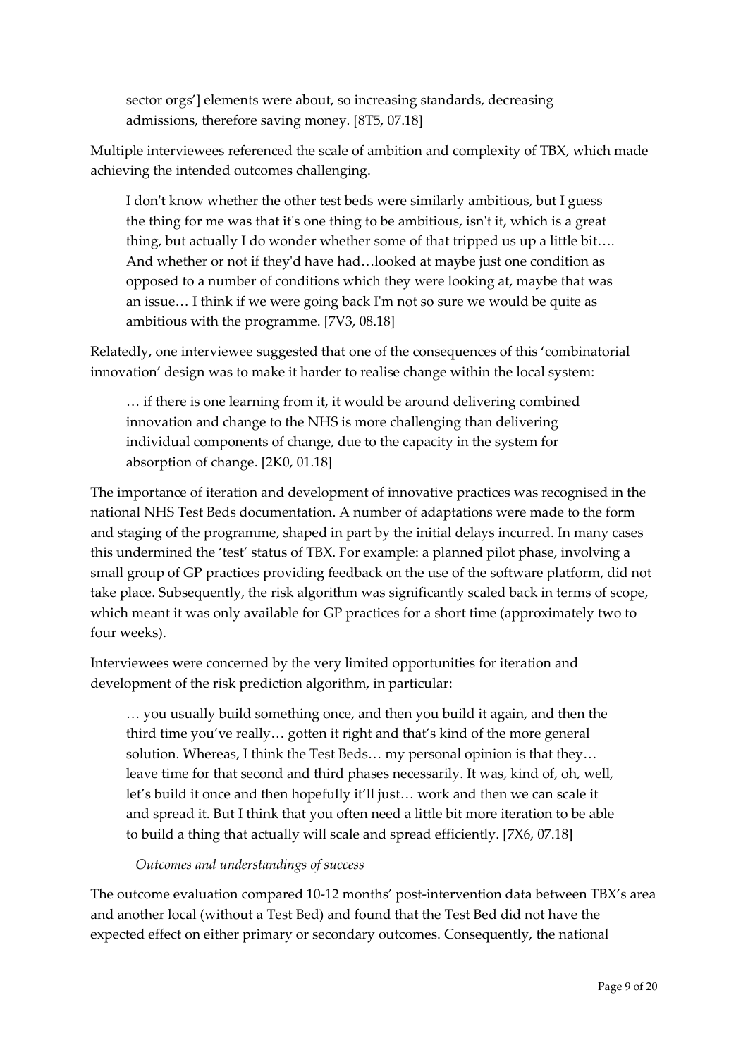> sector orgs'] elements were about, so increasing standards, decreasing admissions, therefore saving money. [8T5, 07.18]

Multiple interviewees referenced the scale of ambition and complexity of TBX, which made achieving the intended outcomes challenging.

> I don't know whether the other test beds were similarly ambitious, but I guess the thing for me was that it's one thing to be ambitious, isn't it, which is a great thing, but actually I do wonder whether some of that tripped us up a little bit…. And whether or not if they'd have had…looked at maybe just one condition as opposed to a number of conditions which they were looking at, maybe that was an issue… I think if we were going back I'm not so sure we would be quite as ambitious with the programme. [7V3, 08.18]

Relatedly, one interviewee suggested that one of the consequences of this 'combinatorial innovation' design was to make it harder to realise change within the local system:

> … if there is one learning from it, it would be around delivering combined innovation and change to the NHS is more challenging than delivering individual components of change, due to the capacity in the system for absorption of change. [2K0, 01.18]

The importance of iteration and development of innovative practices was recognised in the national NHS Test Beds documentation. A number of adaptations were made to the form and staging of the programme, shaped in part by the initial delays incurred. In many cases this undermined the 'test' status of TBX. For example: a planned pilot phase, involving a small group of GP practices providing feedback on the use of the software platform, did not take place. Subsequently, the risk algorithm was significantly scaled back in terms of scope, which meant it was only available for GP practices for a short time (approximately two to four weeks).

Interviewees were concerned by the very limited opportunities for iteration and development of the risk prediction algorithm, in particular:

> … you usually build something once, and then you build it again, and then the third time you've really… gotten it right and that's kind of the more general solution. Whereas, I think the Test Beds… my personal opinion is that they… leave time for that second and third phases necessarily. It was, kind of, oh, well, let's build it once and then hopefully it'll just… work and then we can scale it and spread it. But I think that you often need a little bit more iteration to be able to build a thing that actually will scale and spread efficiently. [7X6, 07.18]

*Outcomes and understandings of success*

The outcome evaluation compared 10-12 months' post-intervention data between TBX's area and another local (without a Test Bed) and found that the Test Bed did not have the expected effect on either primary or secondary outcomes. Consequently, the national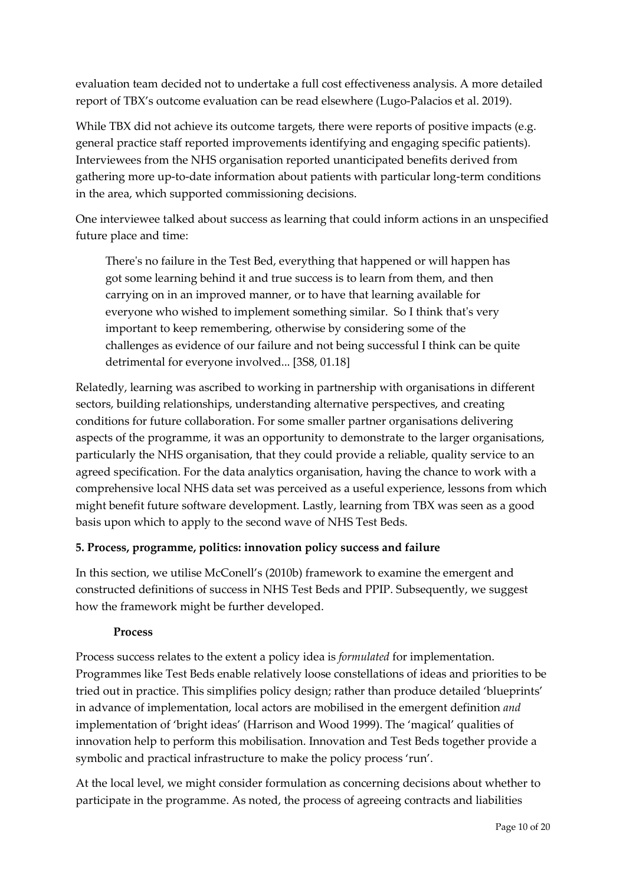evaluation team decided not to undertake a full cost effectiveness analysis. A more detailed report of TBX's outcome evaluation can be read elsewhere (Lugo-Palacios et al. 2019).

While TBX did not achieve its outcome targets, there were reports of positive impacts (e.g. general practice staff reported improvements identifying and engaging specific patients). Interviewees from the NHS organisation reported unanticipated benefits derived from gathering more up-to-date information about patients with particular long-term conditions in the area, which supported commissioning decisions.

One interviewee talked about success as learning that could inform actions in an unspecified future place and time:

> There's no failure in the Test Bed, everything that happened or will happen has got some learning behind it and true success is to learn from them, and then carrying on in an improved manner, or to have that learning available for everyone who wished to implement something similar. So I think that's very important to keep remembering, otherwise by considering some of the challenges as evidence of our failure and not being successful I think can be quite detrimental for everyone involved... [3S8, 01.18]

Relatedly, learning was ascribed to working in partnership with organisations in different sectors, building relationships, understanding alternative perspectives, and creating conditions for future collaboration. For some smaller partner organisations delivering aspects of the programme, it was an opportunity to demonstrate to the larger organisations, particularly the NHS organisation, that they could provide a reliable, quality service to an agreed specification. For the data analytics organisation, having the chance to work with a comprehensive local NHS data set was perceived as a useful experience, lessons from which might benefit future software development. Lastly, learning from TBX was seen as a good basis upon which to apply to the second wave of NHS Test Beds.

**5. Process, programme, politics: innovation policy success and failure**

In this section, we utilise McConell's (2010b) framework to examine the emergent and constructed definitions of success in NHS Test Beds and PPIP. Subsequently, we suggest how the framework might be further developed.

**Process**

Process success relates to the extent a policy idea is *formulated* for implementation. Programmes like Test Beds enable relatively loose constellations of ideas and priorities to be tried out in practice. This simplifies policy design; rather than produce detailed 'blueprints' in advance of implementation, local actors are mobilised in the emergent definition *and* implementation of 'bright ideas' (Harrison and Wood 1999). The 'magical' qualities of innovation help to perform this mobilisation. Innovation and Test Beds together provide a symbolic and practical infrastructure to make the policy process 'run'.

At the local level, we might consider formulation as concerning decisions about whether to participate in the programme. As noted, the process of agreeing contracts and liabilities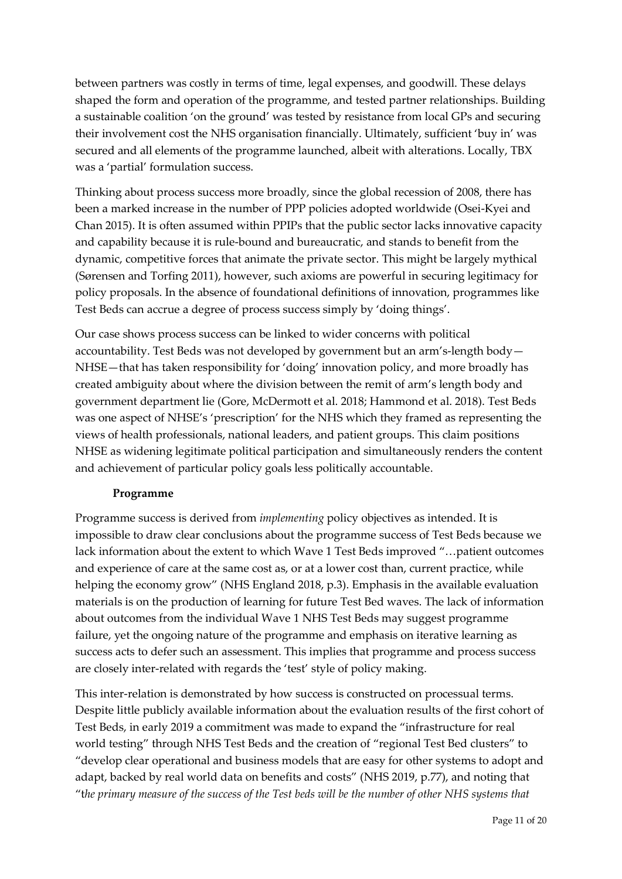between partners was costly in terms of time, legal expenses, and goodwill. These delays shaped the form and operation of the programme, and tested partner relationships. Building a sustainable coalition 'on the ground' was tested by resistance from local GPs and securing their involvement cost the NHS organisation financially. Ultimately, sufficient 'buy in' was secured and all elements of the programme launched, albeit with alterations. Locally, TBX was a 'partial' formulation success.

Thinking about process success more broadly, since the global recession of 2008, there has been a marked increase in the number of PPP policies adopted worldwide (Osei-Kyei and Chan 2015). It is often assumed within PPIPs that the public sector lacks innovative capacity and capability because it is rule-bound and bureaucratic, and stands to benefit from the dynamic, competitive forces that animate the private sector. This might be largely mythical (Sørensen and Torfing 2011), however, such axioms are powerful in securing legitimacy for policy proposals. In the absence of foundational definitions of innovation, programmes like Test Beds can accrue a degree of process success simply by 'doing things'.

Our case shows process success can be linked to wider concerns with political accountability. Test Beds was not developed by government but an arm's-length body—NHSE—that has taken responsibility for 'doing' innovation policy, and more broadly has created ambiguity about where the division between the remit of arm's length body and government department lie (Gore, McDermott et al. 2018; Hammond et al. 2018). Test Beds was one aspect of NHSE's 'prescription' for the NHS which they framed as representing the views of health professionals, national leaders, and patient groups. This claim positions NHSE as widening legitimate political participation and simultaneously renders the content and achievement of particular policy goals less politically accountable.

### Programme

Programme success is derived from *implementing* policy objectives as intended. It is impossible to draw clear conclusions about the programme success of Test Beds because we lack information about the extent to which Wave 1 Test Beds improved "…patient outcomes and experience of care at the same cost as, or at a lower cost than, current practice, while helping the economy grow" (NHS England 2018, p.3). Emphasis in the available evaluation materials is on the production of learning for future Test Bed waves. The lack of information about outcomes from the individual Wave 1 NHS Test Beds may suggest programme failure, yet the ongoing nature of the programme and emphasis on iterative learning as success acts to defer such an assessment. This implies that programme and process success are closely inter-related with regards the 'test' style of policy making.

This inter-relation is demonstrated by how success is constructed on processual terms. Despite little publicly available information about the evaluation results of the first cohort of Test Beds, in early 2019 a commitment was made to expand the "infrastructure for real world testing" through NHS Test Beds and the creation of "regional Test Bed clusters" to "develop clear operational and business models that are easy for other systems to adopt and adapt, backed by real world data on benefits and costs" (NHS 2019, p.77), and noting that "*the primary measure of the success of the Test beds will be the number of other NHS systems that*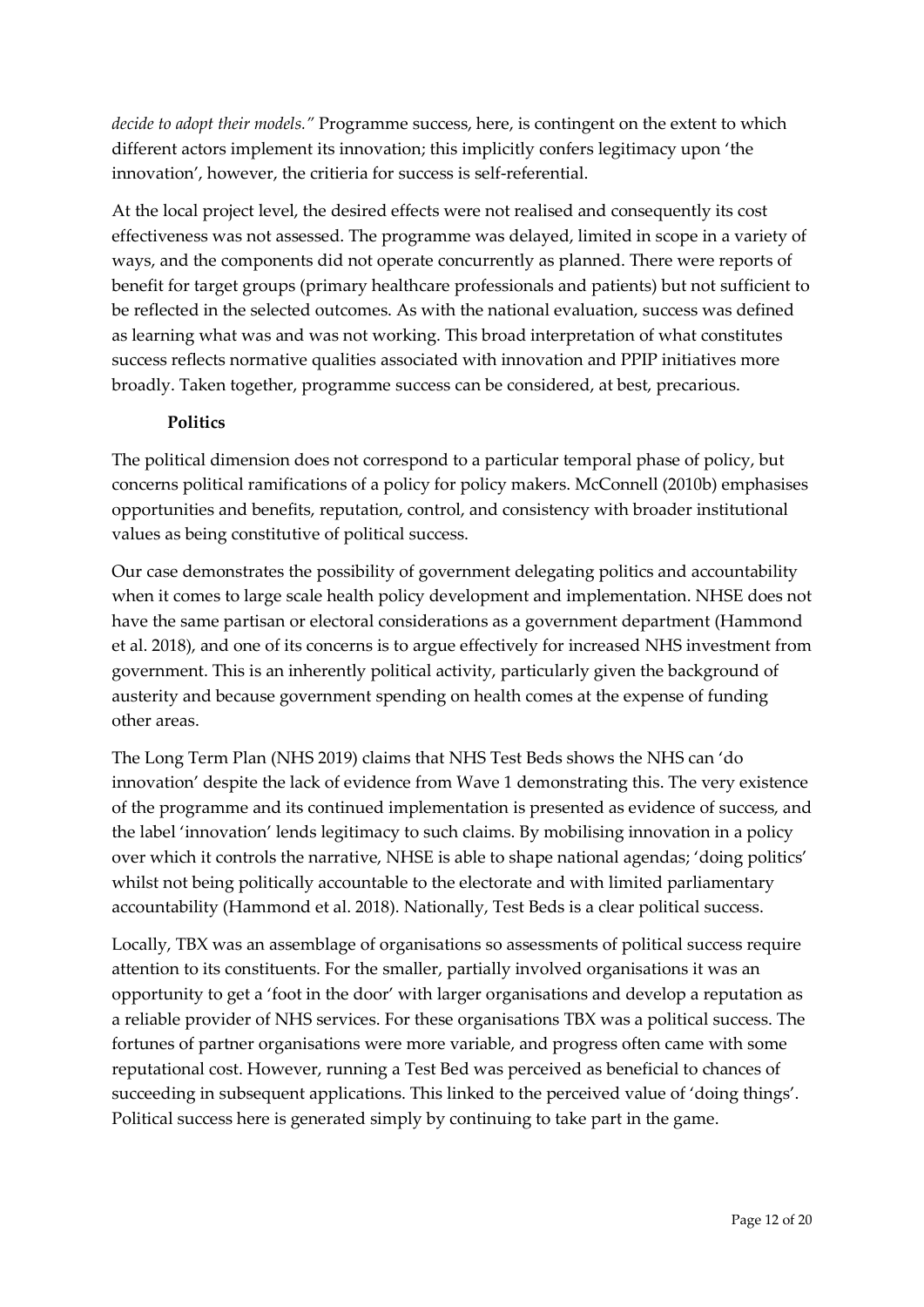*decide to adopt their models."* Programme success, here, is contingent on the extent to which different actors implement its innovation; this implicitly confers legitimacy upon 'the innovation', however, the critieria for success is self-referential.

At the local project level, the desired effects were not realised and consequently its cost effectiveness was not assessed. The programme was delayed, limited in scope in a variety of ways, and the components did not operate concurrently as planned. There were reports of benefit for target groups (primary healthcare professionals and patients) but not sufficient to be reflected in the selected outcomes. As with the national evaluation, success was defined as learning what was and was not working. This broad interpretation of what constitutes success reflects normative qualities associated with innovation and PPIP initiatives more broadly. Taken together, programme success can be considered, at best, precarious.

### Politics

The political dimension does not correspond to a particular temporal phase of policy, but concerns political ramifications of a policy for policy makers. McConnell (2010b) emphasises opportunities and benefits, reputation, control, and consistency with broader institutional values as being constitutive of political success.

Our case demonstrates the possibility of government delegating politics and accountability when it comes to large scale health policy development and implementation. NHSE does not have the same partisan or electoral considerations as a government department (Hammond et al. 2018), and one of its concerns is to argue effectively for increased NHS investment from government. This is an inherently political activity, particularly given the background of austerity and because government spending on health comes at the expense of funding other areas.

The Long Term Plan (NHS 2019) claims that NHS Test Beds shows the NHS can 'do innovation' despite the lack of evidence from Wave 1 demonstrating this. The very existence of the programme and its continued implementation is presented as evidence of success, and the label 'innovation' lends legitimacy to such claims. By mobilising innovation in a policy over which it controls the narrative, NHSE is able to shape national agendas; 'doing politics' whilst not being politically accountable to the electorate and with limited parliamentary accountability (Hammond et al. 2018). Nationally, Test Beds is a clear political success.

Locally, TBX was an assemblage of organisations so assessments of political success require attention to its constituents. For the smaller, partially involved organisations it was an opportunity to get a 'foot in the door' with larger organisations and develop a reputation as a reliable provider of NHS services. For these organisations TBX was a political success. The fortunes of partner organisations were more variable, and progress often came with some reputational cost. However, running a Test Bed was perceived as beneficial to chances of succeeding in subsequent applications. This linked to the perceived value of 'doing things'. Political success here is generated simply by continuing to take part in the game.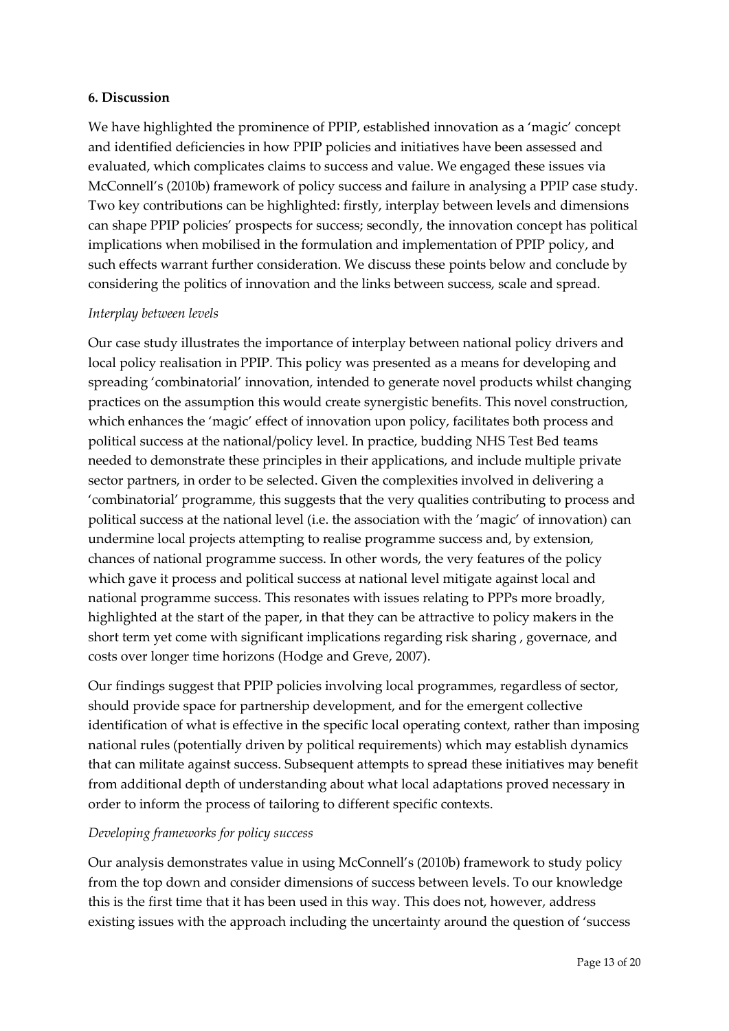### 6. Discussion

We have highlighted the prominence of PPIP, established innovation as a 'magic' concept and identified deficiencies in how PPIP policies and initiatives have been assessed and evaluated, which complicates claims to success and value. We engaged these issues via McConnell's (2010b) framework of policy success and failure in analysing a PPIP case study. Two key contributions can be highlighted: firstly, interplay between levels and dimensions can shape PPIP policies' prospects for success; secondly, the innovation concept has political implications when mobilised in the formulation and implementation of PPIP policy, and such effects warrant further consideration. We discuss these points below and conclude by considering the politics of innovation and the links between success, scale and spread.

*Interplay between levels*

Our case study illustrates the importance of interplay between national policy drivers and local policy realisation in PPIP. This policy was presented as a means for developing and spreading 'combinatorial' innovation, intended to generate novel products whilst changing practices on the assumption this would create synergistic benefits. This novel construction, which enhances the 'magic' effect of innovation upon policy, facilitates both process and political success at the national/policy level. In practice, budding NHS Test Bed teams needed to demonstrate these principles in their applications, and include multiple private sector partners, in order to be selected. Given the complexities involved in delivering a 'combinatorial' programme, this suggests that the very qualities contributing to process and political success at the national level (i.e. the association with the 'magic' of innovation) can undermine local projects attempting to realise programme success and, by extension, chances of national programme success. In other words, the very features of the policy which gave it process and political success at national level mitigate against local and national programme success. This resonates with issues relating to PPPs more broadly, highlighted at the start of the paper, in that they can be attractive to policy makers in the short term yet come with significant implications regarding risk sharing , governace, and costs over longer time horizons (Hodge and Greve, 2007).

Our findings suggest that PPIP policies involving local programmes, regardless of sector, should provide space for partnership development, and for the emergent collective identification of what is effective in the specific local operating context, rather than imposing national rules (potentially driven by political requirements) which may establish dynamics that can militate against success. Subsequent attempts to spread these initiatives may benefit from additional depth of understanding about what local adaptations proved necessary in order to inform the process of tailoring to different specific contexts.

*Developing frameworks for policy success*

Our analysis demonstrates value in using McConnell's (2010b) framework to study policy from the top down and consider dimensions of success between levels. To our knowledge this is the first time that it has been used in this way. This does not, however, address existing issues with the approach including the uncertainty around the question of 'success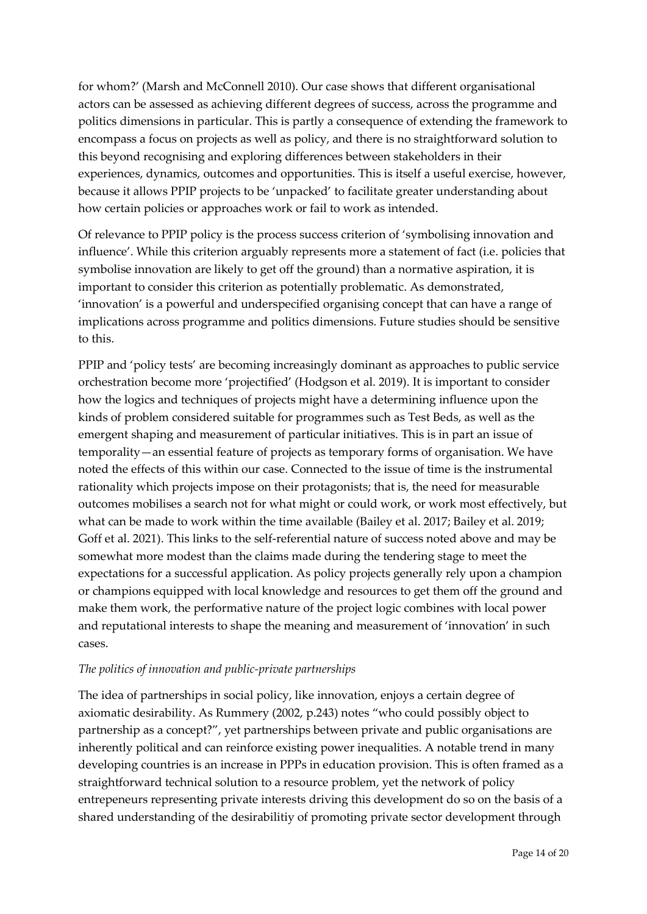for whom?' (Marsh and McConnell 2010). Our case shows that different organisational actors can be assessed as achieving different degrees of success, across the programme and politics dimensions in particular. This is partly a consequence of extending the framework to encompass a focus on projects as well as policy, and there is no straightforward solution to this beyond recognising and exploring differences between stakeholders in their experiences, dynamics, outcomes and opportunities. This is itself a useful exercise, however, because it allows PPIP projects to be 'unpacked' to facilitate greater understanding about how certain policies or approaches work or fail to work as intended.

Of relevance to PPIP policy is the process success criterion of 'symbolising innovation and influence'. While this criterion arguably represents more a statement of fact (i.e. policies that symbolise innovation are likely to get off the ground) than a normative aspiration, it is important to consider this criterion as potentially problematic. As demonstrated, 'innovation' is a powerful and underspecified organising concept that can have a range of implications across programme and politics dimensions. Future studies should be sensitive to this.

PPIP and 'policy tests' are becoming increasingly dominant as approaches to public service orchestration become more 'projectified' (Hodgson et al. 2019). It is important to consider how the logics and techniques of projects might have a determining influence upon the kinds of problem considered suitable for programmes such as Test Beds, as well as the emergent shaping and measurement of particular initiatives. This is in part an issue of temporality—an essential feature of projects as temporary forms of organisation. We have noted the effects of this within our case. Connected to the issue of time is the instrumental rationality which projects impose on their protagonists; that is, the need for measurable outcomes mobilises a search not for what might or could work, or work most effectively, but what can be made to work within the time available (Bailey et al. 2017; Bailey et al. 2019; Goff et al. 2021). This links to the self-referential nature of success noted above and may be somewhat more modest than the claims made during the tendering stage to meet the expectations for a successful application. As policy projects generally rely upon a champion or champions equipped with local knowledge and resources to get them off the ground and make them work, the performative nature of the project logic combines with local power and reputational interests to shape the meaning and measurement of 'innovation' in such cases.

*The politics of innovation and public-private partnerships*

The idea of partnerships in social policy, like innovation, enjoys a certain degree of axiomatic desirability. As Rummery (2002, p.243) notes "who could possibly object to partnership as a concept?", yet partnerships between private and public organisations are inherently political and can reinforce existing power inequalities. A notable trend in many developing countries is an increase in PPPs in education provision. This is often framed as a straightforward technical solution to a resource problem, yet the network of policy entrepeneurs representing private interests driving this development do so on the basis of a shared understanding of the desirabilitiy of promoting private sector development through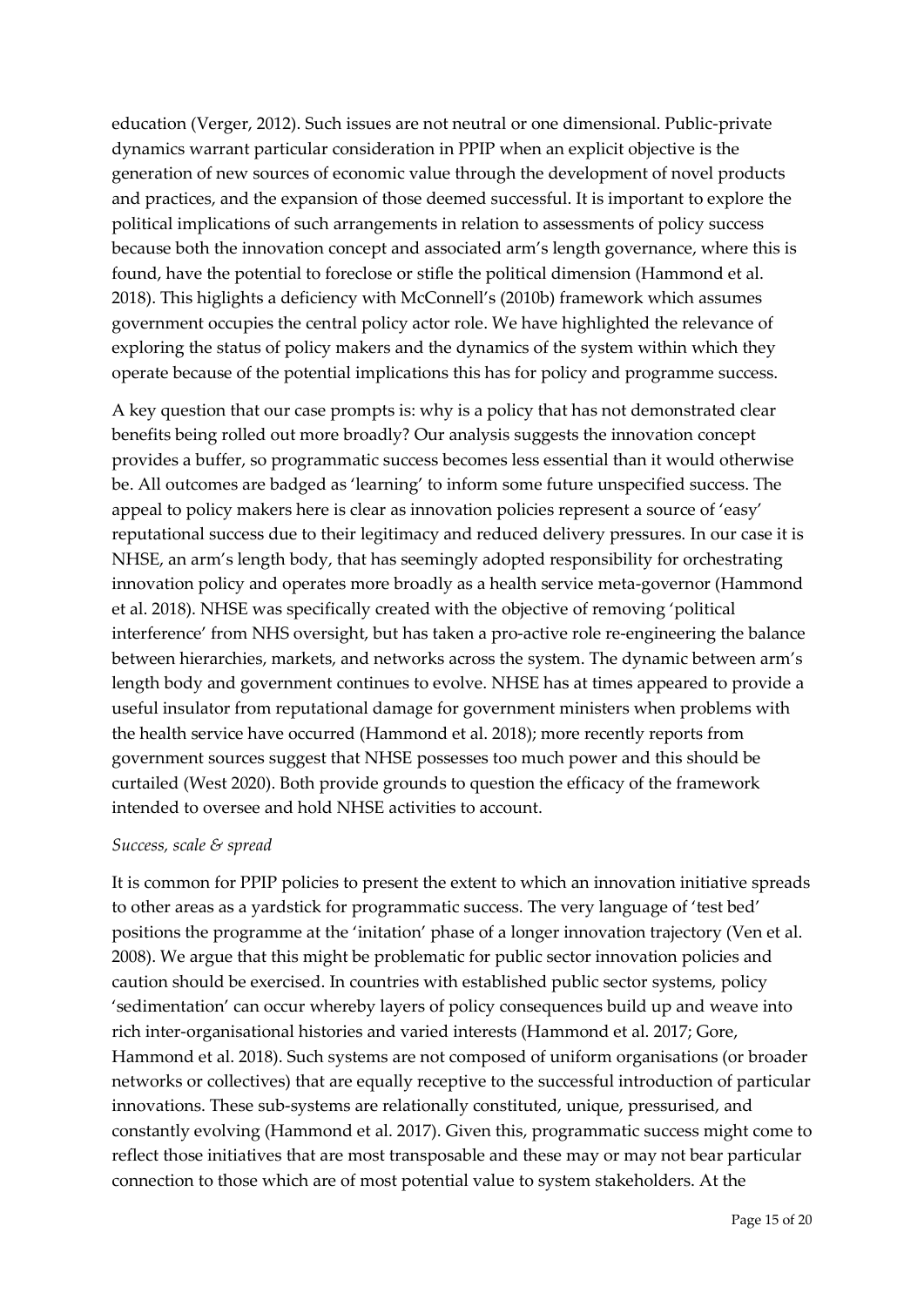education (Verger, 2012). Such issues are not neutral or one dimensional. Public-private dynamics warrant particular consideration in PPIP when an explicit objective is the generation of new sources of economic value through the development of novel products and practices, and the expansion of those deemed successful. It is important to explore the political implications of such arrangements in relation to assessments of policy success because both the innovation concept and associated arm's length governance, where this is found, have the potential to foreclose or stifle the political dimension (Hammond et al. 2018). This higlights a deficiency with McConnell's (2010b) framework which assumes government occupies the central policy actor role. We have highlighted the relevance of exploring the status of policy makers and the dynamics of the system within which they operate because of the potential implications this has for policy and programme success.

A key question that our case prompts is: why is a policy that has not demonstrated clear benefits being rolled out more broadly? Our analysis suggests the innovation concept provides a buffer, so programmatic success becomes less essential than it would otherwise be. All outcomes are badged as 'learning' to inform some future unspecified success. The appeal to policy makers here is clear as innovation policies represent a source of 'easy' reputational success due to their legitimacy and reduced delivery pressures. In our case it is NHSE, an arm's length body, that has seemingly adopted responsibility for orchestrating innovation policy and operates more broadly as a health service meta-governor (Hammond et al. 2018). NHSE was specifically created with the objective of removing 'political interference' from NHS oversight, but has taken a pro-active role re-engineering the balance between hierarchies, markets, and networks across the system. The dynamic between arm's length body and government continues to evolve. NHSE has at times appeared to provide a useful insulator from reputational damage for government ministers when problems with the health service have occurred (Hammond et al. 2018); more recently reports from government sources suggest that NHSE possesses too much power and this should be curtailed (West 2020). Both provide grounds to question the efficacy of the framework intended to oversee and hold NHSE activities to account.

*Success, scale & spread*

It is common for PPIP policies to present the extent to which an innovation initiative spreads to other areas as a yardstick for programmatic success. The very language of 'test bed' positions the programme at the 'initation' phase of a longer innovation trajectory (Ven et al. 2008). We argue that this might be problematic for public sector innovation policies and caution should be exercised. In countries with established public sector systems, policy 'sedimentation' can occur whereby layers of policy consequences build up and weave into rich inter-organisational histories and varied interests (Hammond et al. 2017; Gore, Hammond et al. 2018). Such systems are not composed of uniform organisations (or broader networks or collectives) that are equally receptive to the successful introduction of particular innovations. These sub-systems are relationally constituted, unique, pressurised, and constantly evolving (Hammond et al. 2017). Given this, programmatic success might come to reflect those initiatives that are most transposable and these may or may not bear particular connection to those which are of most potential value to system stakeholders. At the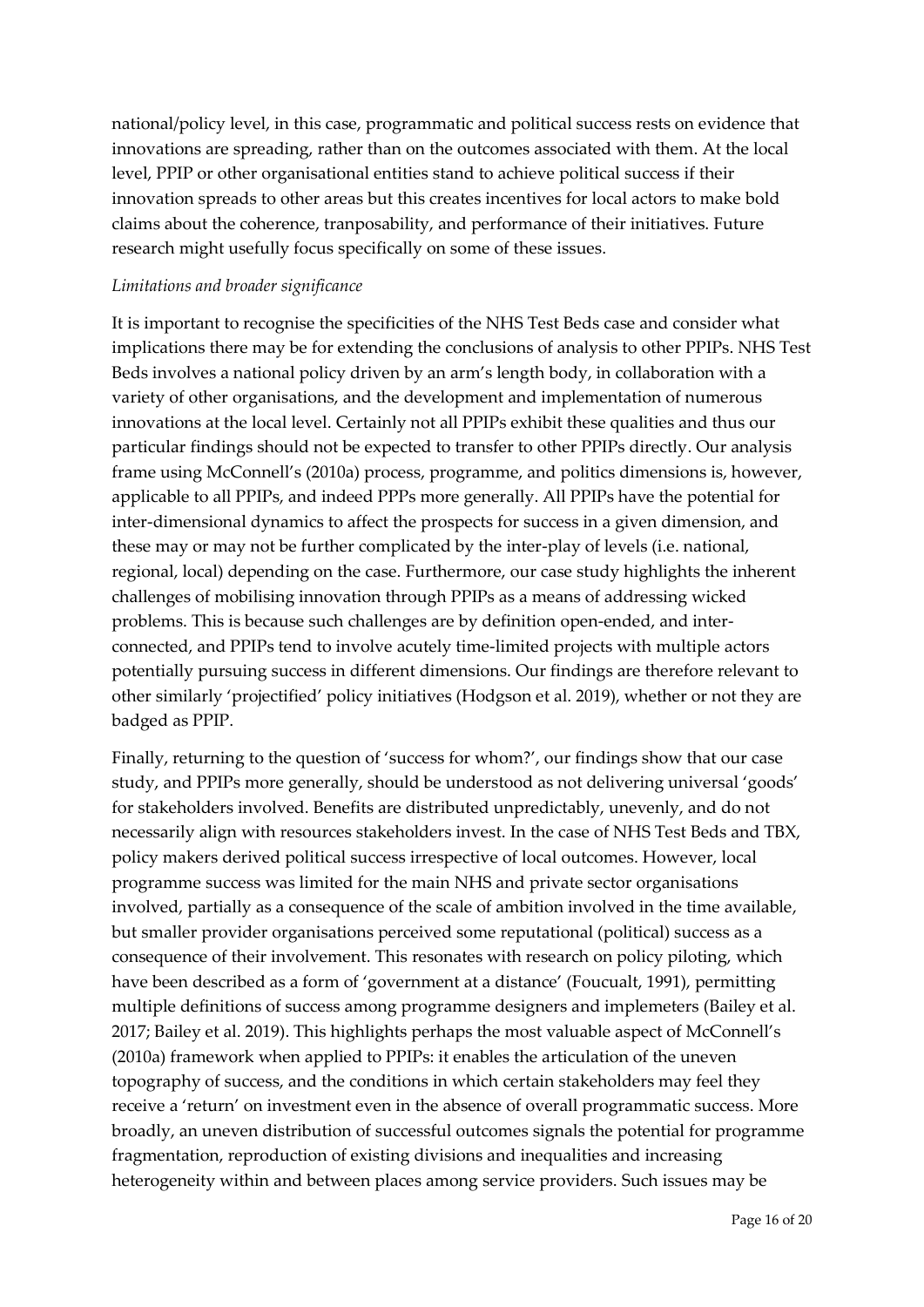national/policy level, in this case, programmatic and political success rests on evidence that innovations are spreading, rather than on the outcomes associated with them. At the local level, PPIP or other organisational entities stand to achieve political success if their innovation spreads to other areas but this creates incentives for local actors to make bold claims about the coherence, tranposability, and performance of their initiatives. Future research might usefully focus specifically on some of these issues.

*Limitations and broader significance*

It is important to recognise the specificities of the NHS Test Beds case and consider what implications there may be for extending the conclusions of analysis to other PPIPs. NHS Test Beds involves a national policy driven by an arm's length body, in collaboration with a variety of other organisations, and the development and implementation of numerous innovations at the local level. Certainly not all PPIPs exhibit these qualities and thus our particular findings should not be expected to transfer to other PPIPs directly. Our analysis frame using McConnell's (2010a) process, programme, and politics dimensions is, however, applicable to all PPIPs, and indeed PPPs more generally. All PPIPs have the potential for inter-dimensional dynamics to affect the prospects for success in a given dimension, and these may or may not be further complicated by the inter-play of levels (i.e. national, regional, local) depending on the case. Furthermore, our case study highlights the inherent challenges of mobilising innovation through PPIPs as a means of addressing wicked problems. This is because such challenges are by definition open-ended, and inter-connected, and PPIPs tend to involve acutely time-limited projects with multiple actors potentially pursuing success in different dimensions. Our findings are therefore relevant to other similarly 'projectified' policy initiatives (Hodgson et al. 2019), whether or not they are badged as PPIP.

Finally, returning to the question of 'success for whom?', our findings show that our case study, and PPIPs more generally, should be understood as not delivering universal 'goods' for stakeholders involved. Benefits are distributed unpredictably, unevenly, and do not necessarily align with resources stakeholders invest. In the case of NHS Test Beds and TBX, policy makers derived political success irrespective of local outcomes. However, local programme success was limited for the main NHS and private sector organisations involved, partially as a consequence of the scale of ambition involved in the time available, but smaller provider organisations perceived some reputational (political) success as a consequence of their involvement. This resonates with research on policy piloting, which have been described as a form of 'government at a distance' (Foucualt, 1991), permitting multiple definitions of success among programme designers and implemeters (Bailey et al. 2017; Bailey et al. 2019). This highlights perhaps the most valuable aspect of McConnell's (2010a) framework when applied to PPIPs: it enables the articulation of the uneven topography of success, and the conditions in which certain stakeholders may feel they receive a 'return' on investment even in the absence of overall programmatic success. More broadly, an uneven distribution of successful outcomes signals the potential for programme fragmentation, reproduction of existing divisions and inequalities and increasing heterogeneity within and between places among service providers. Such issues may be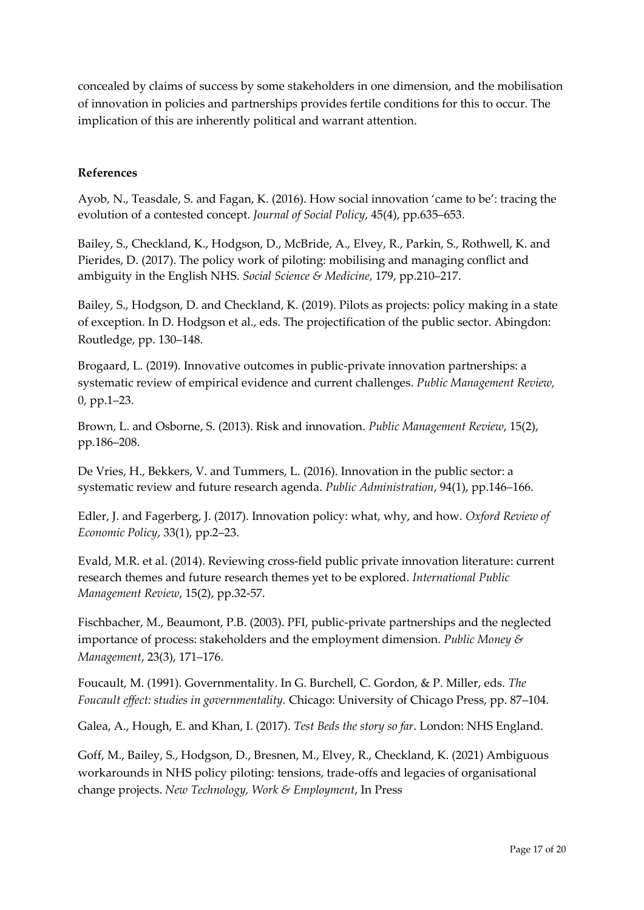concealed by claims of success by some stakeholders in one dimension, and the mobilisation of innovation in policies and partnerships provides fertile conditions for this to occur. The implication of this are inherently political and warrant attention.

## References

Ayob, N., Teasdale, S. and Fagan, K. (2016). How social innovation 'came to be': tracing the evolution of a contested concept. *Journal of Social Policy*, 45(4), pp.635–653.

Bailey, S., Checkland, K., Hodgson, D., McBride, A., Elvey, R., Parkin, S., Rothwell, K. and Pierides, D. (2017). The policy work of piloting: mobilising and managing conflict and ambiguity in the English NHS. *Social Science & Medicine*, 179, pp.210–217.

Bailey, S., Hodgson, D. and Checkland, K. (2019). Pilots as projects: policy making in a state of exception. In D. Hodgson et al., eds. The projectification of the public sector. Abingdon: Routledge, pp. 130–148.

Brogaard, L. (2019). Innovative outcomes in public-private innovation partnerships: a systematic review of empirical evidence and current challenges. *Public Management Review,* 0, pp.1–23.

Brown, L. and Osborne, S. (2013). Risk and innovation. *Public Management Review*, 15(2), pp.186–208.

De Vries, H., Bekkers, V. and Tummers, L. (2016). Innovation in the public sector: a systematic review and future research agenda. *Public Administration*, 94(1), pp.146–166.

Edler, J. and Fagerberg, J. (2017). Innovation policy: what, why, and how. *Oxford Review of Economic Policy*, 33(1), pp.2–23.

Evald, M.R. et al. (2014). Reviewing cross-field public private innovation literature: current research themes and future research themes yet to be explored. *International Public Management Review*, 15(2), pp.32-57.

Fischbacher, M., Beaumont, P.B. (2003). PFI, public-private partnerships and the neglected importance of process: stakeholders and the employment dimension. *Public Money & Management*, 23(3), 171–176.

Foucault, M. (1991). Governmentality. In G. Burchell, C. Gordon, & P. Miller, eds. *The Foucault effect: studies in governmentality.* Chicago: University of Chicago Press, pp. 87–104.

Galea, A., Hough, E. and Khan, I. (2017). *Test Beds the story so far*. London: NHS England.

Goff, M., Bailey, S., Hodgson, D., Bresnen, M., Elvey, R., Checkland, K. (2021) Ambiguous workarounds in NHS policy piloting: tensions, trade-offs and legacies of organisational change projects. *New Technology, Work & Employment*, In Press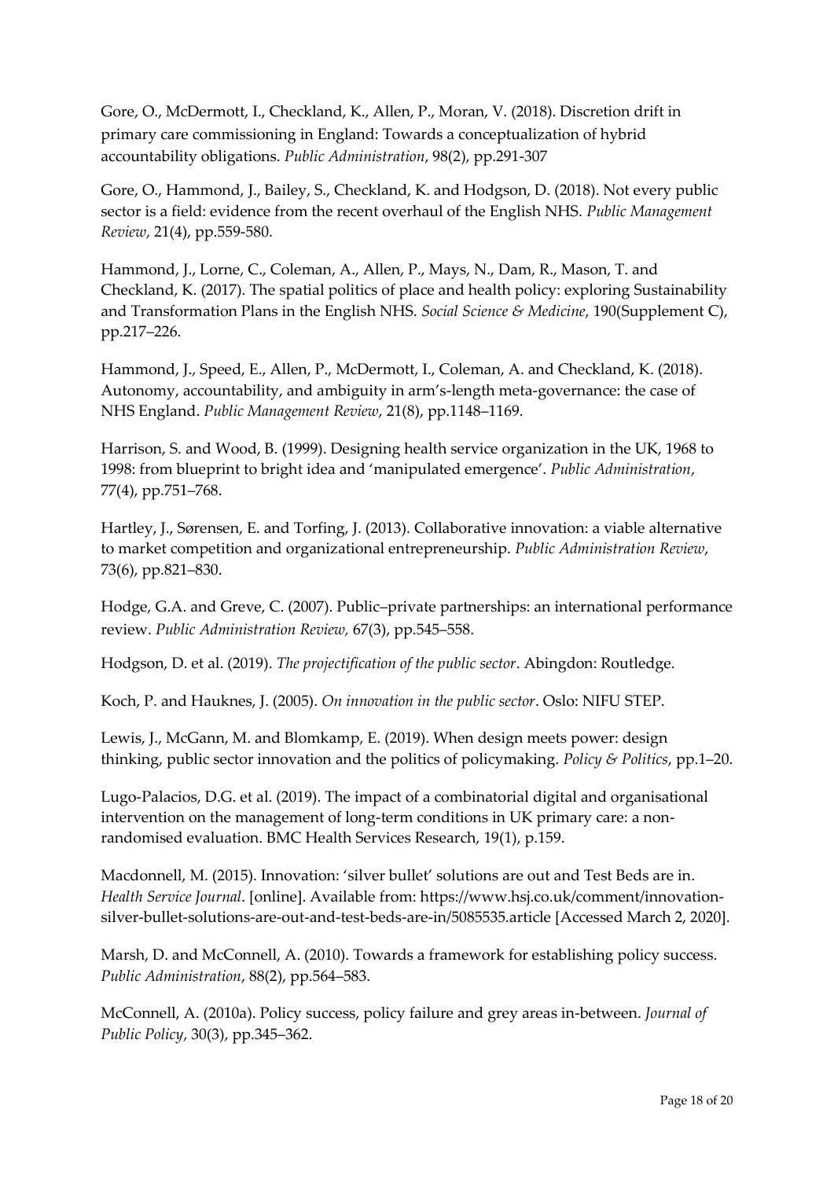Gore, O., McDermott, I., Checkland, K., Allen, P., Moran, V. (2018). Discretion drift in primary care commissioning in England: Towards a conceptualization of hybrid accountability obligations. *Public Administration*, 98(2), pp.291-307

Gore, O., Hammond, J., Bailey, S., Checkland, K. and Hodgson, D. (2018). Not every public sector is a field: evidence from the recent overhaul of the English NHS. *Public Management Review*, 21(4), pp.559-580.

Hammond, J., Lorne, C., Coleman, A., Allen, P., Mays, N., Dam, R., Mason, T. and Checkland, K. (2017). The spatial politics of place and health policy: exploring Sustainability and Transformation Plans in the English NHS. *Social Science & Medicine*, 190(Supplement C), pp.217–226.

Hammond, J., Speed, E., Allen, P., McDermott, I., Coleman, A. and Checkland, K. (2018). Autonomy, accountability, and ambiguity in arm's-length meta-governance: the case of NHS England. *Public Management Review*, 21(8), pp.1148–1169.

Harrison, S. and Wood, B. (1999). Designing health service organization in the UK, 1968 to 1998: from blueprint to bright idea and 'manipulated emergence'. *Public Administration*, 77(4), pp.751–768.

Hartley, J., Sørensen, E. and Torfing, J. (2013). Collaborative innovation: a viable alternative to market competition and organizational entrepreneurship. *Public Administration Review*, 73(6), pp.821–830.

Hodge, G.A. and Greve, C. (2007). Public–private partnerships: an international performance review. *Public Administration Review,* 67(3), pp.545–558.

Hodgson, D. et al. (2019). *The projectification of the public sector*. Abingdon: Routledge.

Koch, P. and Hauknes, J. (2005). *On innovation in the public sector*. Oslo: NIFU STEP.

Lewis, J., McGann, M. and Blomkamp, E. (2019). When design meets power: design thinking, public sector innovation and the politics of policymaking. *Policy & Politics*, pp.1–20.

Lugo-Palacios, D.G. et al. (2019). The impact of a combinatorial digital and organisational intervention on the management of long-term conditions in UK primary care: a non-randomised evaluation. BMC Health Services Research, 19(1), p.159.

Macdonnell, M. (2015). Innovation: 'silver bullet' solutions are out and Test Beds are in. *Health Service Journal*. [online]. Available from: https://www.hsj.co.uk/comment/innovation-silver-bullet-solutions-are-out-and-test-beds-are-in/5085535.article [Accessed March 2, 2020].

Marsh, D. and McConnell, A. (2010). Towards a framework for establishing policy success. *Public Administration*, 88(2), pp.564–583.

McConnell, A. (2010a). Policy success, policy failure and grey areas in-between. *Journal of Public Policy*, 30(3), pp.345–362.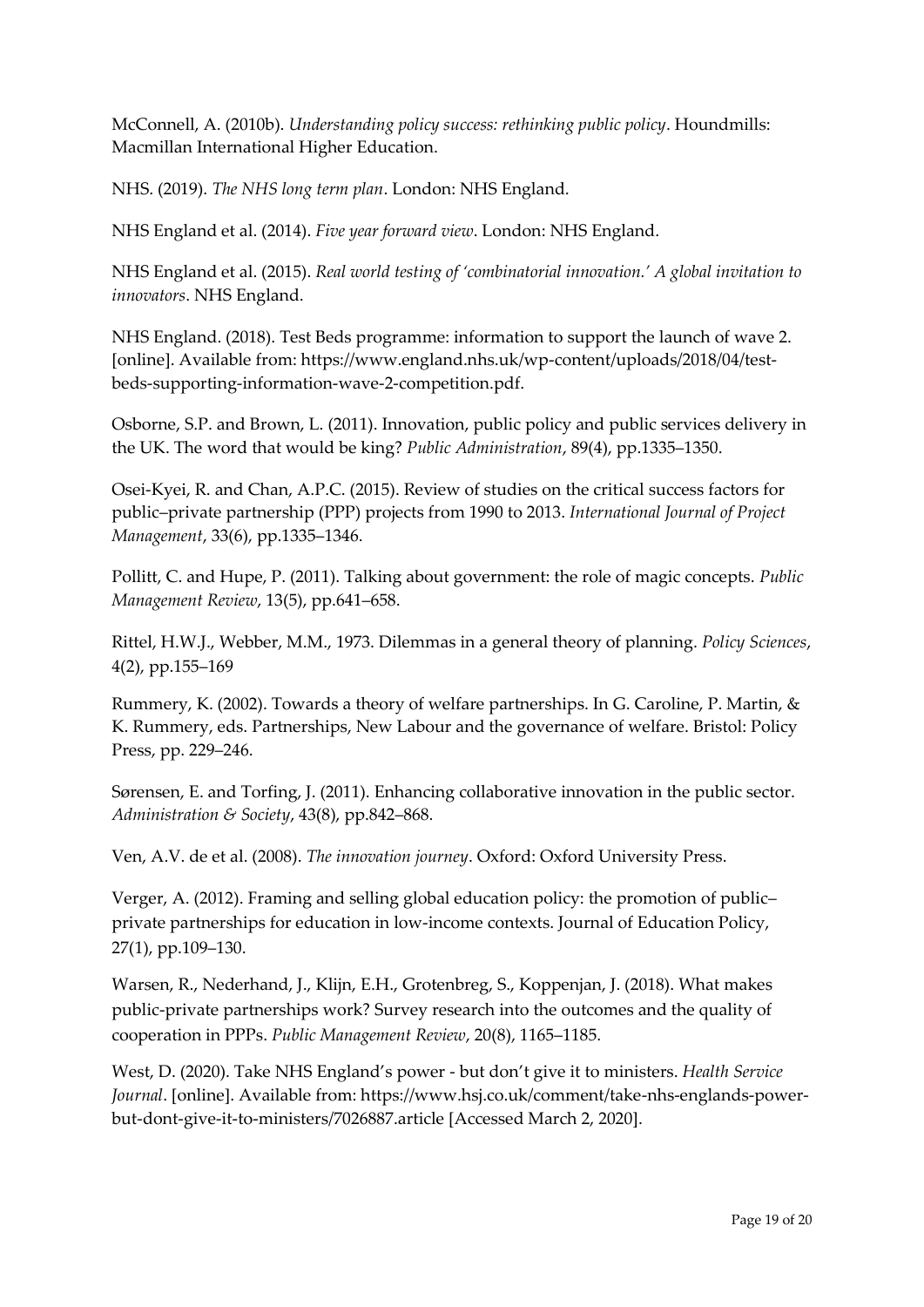McConnell, A. (2010b). *Understanding policy success: rethinking public policy*. Houndmills: Macmillan International Higher Education.

NHS. (2019). *The NHS long term plan*. London: NHS England.

NHS England et al. (2014). *Five year forward view*. London: NHS England.

NHS England et al. (2015). *Real world testing of 'combinatorial innovation.' A global invitation to innovators*. NHS England.

NHS England. (2018). Test Beds programme: information to support the launch of wave 2. [online]. Available from: https://www.england.nhs.uk/wp-content/uploads/2018/04/test-beds-supporting-information-wave-2-competition.pdf.

Osborne, S.P. and Brown, L. (2011). Innovation, public policy and public services delivery in the UK. The word that would be king? *Public Administration*, 89(4), pp.1335–1350.

Osei-Kyei, R. and Chan, A.P.C. (2015). Review of studies on the critical success factors for public–private partnership (PPP) projects from 1990 to 2013. *International Journal of Project Management*, 33(6), pp.1335–1346.

Pollitt, C. and Hupe, P. (2011). Talking about government: the role of magic concepts. *Public Management Review*, 13(5), pp.641–658.

Rittel, H.W.J., Webber, M.M., 1973. Dilemmas in a general theory of planning. *Policy Sciences*, 4(2), pp.155–169

Rummery, K. (2002). Towards a theory of welfare partnerships. In G. Caroline, P. Martin, & K. Rummery, eds. Partnerships, New Labour and the governance of welfare. Bristol: Policy Press, pp. 229–246.

Sørensen, E. and Torfing, J. (2011). Enhancing collaborative innovation in the public sector. *Administration & Society*, 43(8), pp.842–868.

Ven, A.V. de et al. (2008). *The innovation journey*. Oxford: Oxford University Press.

Verger, A. (2012). Framing and selling global education policy: the promotion of public–private partnerships for education in low-income contexts. Journal of Education Policy, 27(1), pp.109–130.

Warsen, R., Nederhand, J., Klijn, E.H., Grotenbreg, S., Koppenjan, J. (2018). What makes public-private partnerships work? Survey research into the outcomes and the quality of cooperation in PPPs. *Public Management Review*, 20(8), 1165–1185.

West, D. (2020). Take NHS England's power - but don't give it to ministers. *Health Service Journal*. [online]. Available from: https://www.hsj.co.uk/comment/take-nhs-englands-power-but-dont-give-it-to-ministers/7026887.article [Accessed March 2, 2020].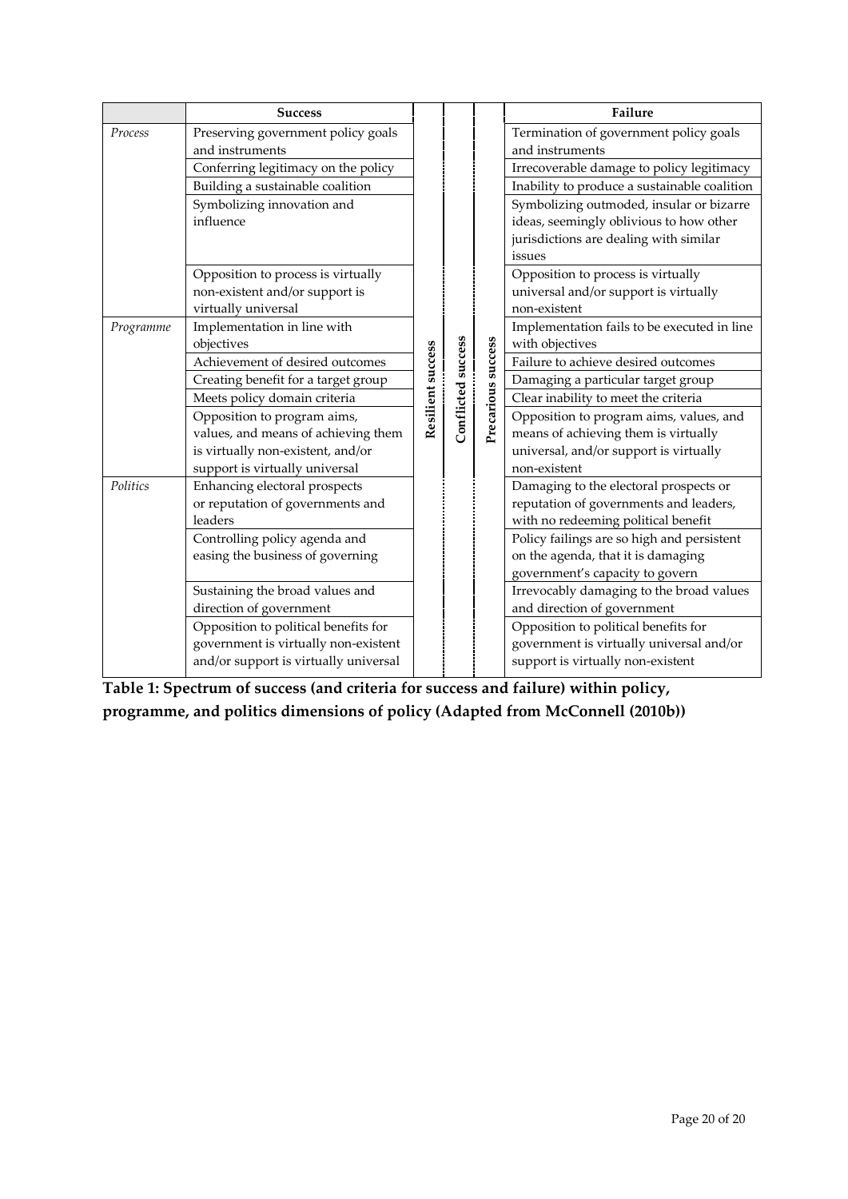| | Success | | | | Failure |
|---|---|---|---|---|---|
| *Process* | Preserving government policy goals and instruments | Resilient success | Conflicted success | Precarious success | Termination of government policy goals and instruments |
| | Conferring legitimacy on the policy | | | | Irrecoverable damage to policy legitimacy |
| | Building a sustainable coalition | | | | Inability to produce a sustainable coalition |
| | Symbolizing innovation and influence | | | | Symbolizing outmoded, insular or bizarre ideas, seemingly oblivious to how other jurisdictions are dealing with similar issues |
| | Opposition to process is virtually non-existent and/or support is virtually universal | | | | Opposition to process is virtually universal and/or support is virtually non-existent |
| *Programme* | Implementation in line with objectives | | | | Implementation fails to be executed in line with objectives |
| | Achievement of desired outcomes | | | | Failure to achieve desired outcomes |
| | Creating benefit for a target group | | | | Damaging a particular target group |
| | Meets policy domain criteria | | | | Clear inability to meet the criteria |
| | Opposition to program aims, values, and means of achieving them is virtually non-existent, and/or support is virtually universal | | | | Opposition to program aims, values, and means of achieving them is virtually universal, and/or support is virtually non-existent |
| *Politics* | Enhancing electoral prospects or reputation of governments and leaders | | | | Damaging to the electoral prospects or reputation of governments and leaders, with no redeeming political benefit |
| | Controlling policy agenda and easing the business of governing | | | | Policy failings are so high and persistent on the agenda, that it is damaging government's capacity to govern |
| | Sustaining the broad values and direction of government | | | | Irrevocably damaging to the broad values and direction of government |
| | Opposition to political benefits for government is virtually non-existent and/or support is virtually universal | | | | Opposition to political benefits for government is virtually universal and/or support is virtually non-existent |

**Table 1: Spectrum of success (and criteria for success and failure) within policy, programme, and politics dimensions of policy (Adapted from McConnell (2010b))**